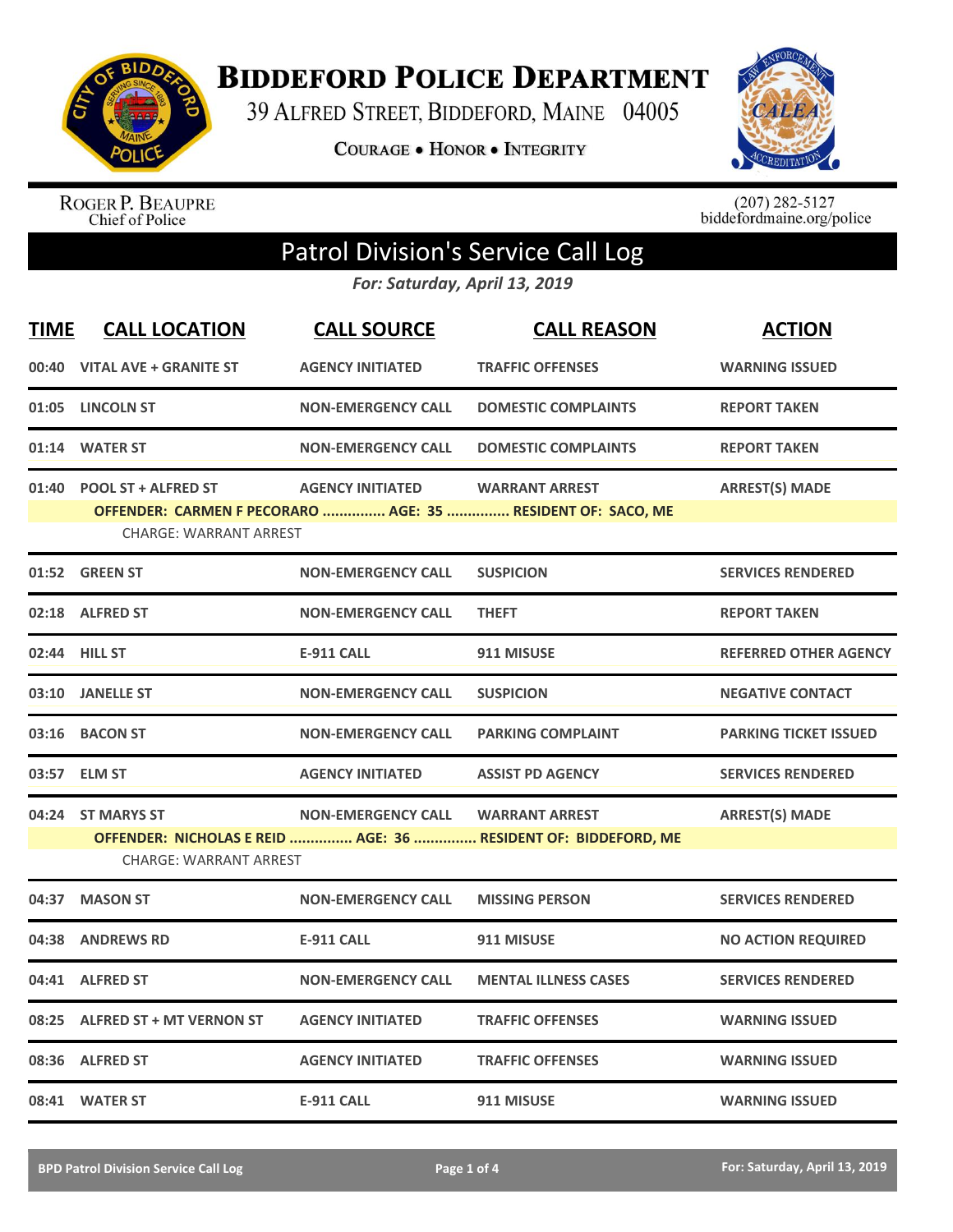# Biddeford Police Department

39 Alfred Street, Biddeford, Maine 04005

Courage • Honor • Integrity

Roger P. Beaupre
Chief of Police

(207) 282-5127
biddefordmaine.org/police

## Patrol Division's Service Call Log

*For: Saturday, April 13, 2019*

| TIME | CALL LOCATION | CALL SOURCE | CALL REASON | ACTION |
|---|---|---|---|---|
| 00:40 | VITAL AVE + GRANITE ST | AGENCY INITIATED | TRAFFIC OFFENSES | WARNING ISSUED |
| 01:05 | LINCOLN ST | NON-EMERGENCY CALL | DOMESTIC COMPLAINTS | REPORT TAKEN |
| 01:14 | WATER ST | NON-EMERGENCY CALL | DOMESTIC COMPLAINTS | REPORT TAKEN |
| 01:40 | POOL ST + ALFRED ST | AGENCY INITIATED | WARRANT ARREST | ARREST(S) MADE |
| | OFFENDER: CARMEN F PECORARO ............... AGE: 35 ............... RESIDENT OF: SACO, ME | | | |
| | CHARGE: WARRANT ARREST | | | |
| 01:52 | GREEN ST | NON-EMERGENCY CALL | SUSPICION | SERVICES RENDERED |
| 02:18 | ALFRED ST | NON-EMERGENCY CALL | THEFT | REPORT TAKEN |
| 02:44 | HILL ST | E-911 CALL | 911 MISUSE | REFERRED OTHER AGENCY |
| 03:10 | JANELLE ST | NON-EMERGENCY CALL | SUSPICION | NEGATIVE CONTACT |
| 03:16 | BACON ST | NON-EMERGENCY CALL | PARKING COMPLAINT | PARKING TICKET ISSUED |
| 03:57 | ELM ST | AGENCY INITIATED | ASSIST PD AGENCY | SERVICES RENDERED |
| 04:24 | ST MARYS ST | NON-EMERGENCY CALL | WARRANT ARREST | ARREST(S) MADE |
| | OFFENDER: NICHOLAS E REID ............... AGE: 36 ............... RESIDENT OF: BIDDEFORD, ME | | | |
| | CHARGE: WARRANT ARREST | | | |
| 04:37 | MASON ST | NON-EMERGENCY CALL | MISSING PERSON | SERVICES RENDERED |
| 04:38 | ANDREWS RD | E-911 CALL | 911 MISUSE | NO ACTION REQUIRED |
| 04:41 | ALFRED ST | NON-EMERGENCY CALL | MENTAL ILLNESS CASES | SERVICES RENDERED |
| 08:25 | ALFRED ST + MT VERNON ST | AGENCY INITIATED | TRAFFIC OFFENSES | WARNING ISSUED |
| 08:36 | ALFRED ST | AGENCY INITIATED | TRAFFIC OFFENSES | WARNING ISSUED |
| 08:41 | WATER ST | E-911 CALL | 911 MISUSE | WARNING ISSUED |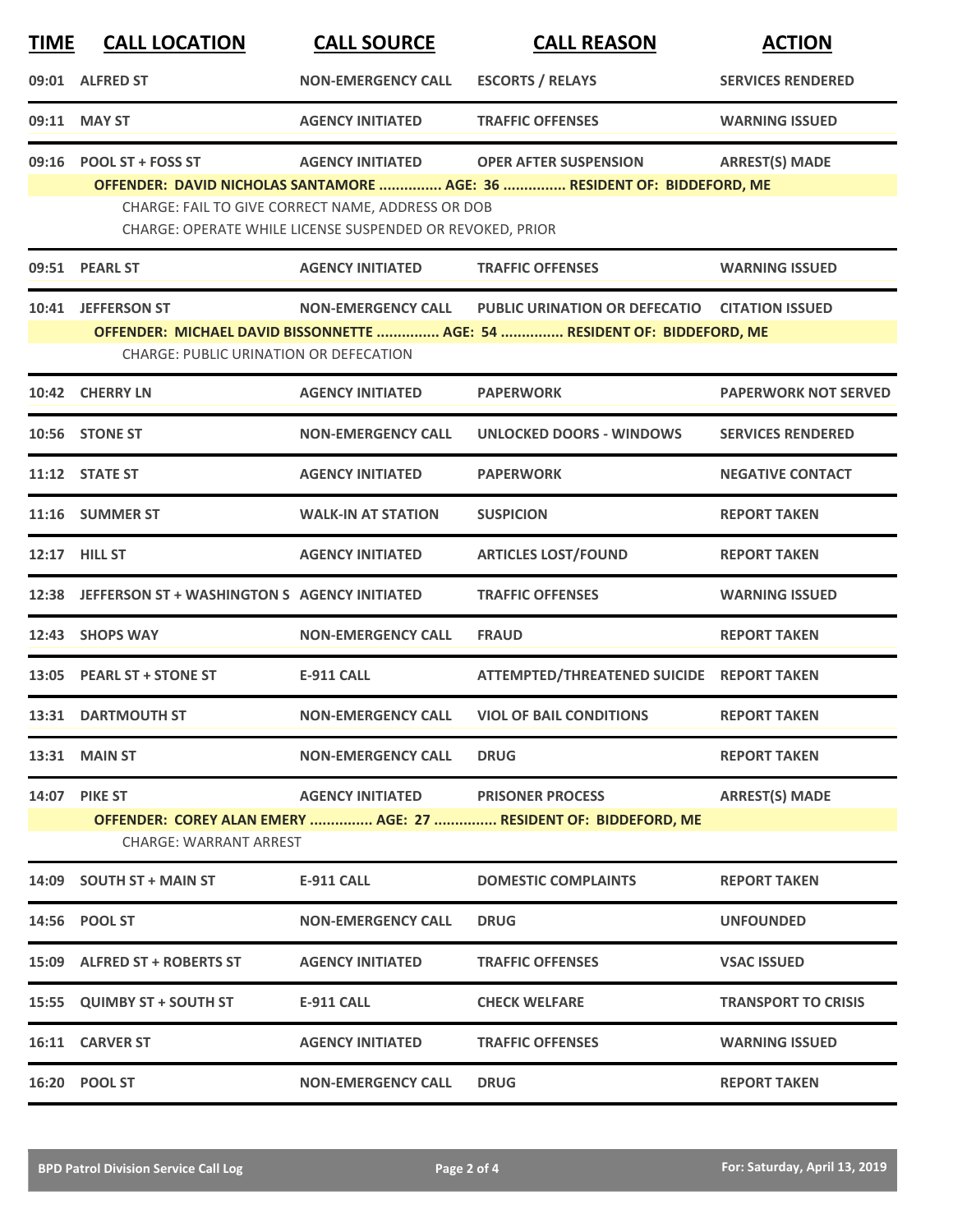| TIME | CALL LOCATION | CALL SOURCE | CALL REASON | ACTION |
|---|---|---|---|---|
| 09:01 | ALFRED ST | NON-EMERGENCY CALL | ESCORTS / RELAYS | SERVICES RENDERED |
| 09:11 | MAY ST | AGENCY INITIATED | TRAFFIC OFFENSES | WARNING ISSUED |
| 09:16 | POOL ST + FOSS ST | AGENCY INITIATED | OPER AFTER SUSPENSION | ARREST(S) MADE |

**OFFENDER: DAVID NICHOLAS SANTAMORE ............... AGE: 36 ............... RESIDENT OF: BIDDEFORD, ME**

CHARGE: FAIL TO GIVE CORRECT NAME, ADDRESS OR DOB
CHARGE: OPERATE WHILE LICENSE SUSPENDED OR REVOKED, PRIOR

| TIME | CALL LOCATION | CALL SOURCE | CALL REASON | ACTION |
|---|---|---|---|---|
| 09:51 | PEARL ST | AGENCY INITIATED | TRAFFIC OFFENSES | WARNING ISSUED |
| 10:41 | JEFFERSON ST | NON-EMERGENCY CALL | PUBLIC URINATION OR DEFECATIO | CITATION ISSUED |

**OFFENDER: MICHAEL DAVID BISSONNETTE ............... AGE: 54 ............... RESIDENT OF: BIDDEFORD, ME**

CHARGE: PUBLIC URINATION OR DEFECATION

| TIME | CALL LOCATION | CALL SOURCE | CALL REASON | ACTION |
|---|---|---|---|---|
| 10:42 | CHERRY LN | AGENCY INITIATED | PAPERWORK | PAPERWORK NOT SERVED |
| 10:56 | STONE ST | NON-EMERGENCY CALL | UNLOCKED DOORS - WINDOWS | SERVICES RENDERED |
| 11:12 | STATE ST | AGENCY INITIATED | PAPERWORK | NEGATIVE CONTACT |
| 11:16 | SUMMER ST | WALK-IN AT STATION | SUSPICION | REPORT TAKEN |
| 12:17 | HILL ST | AGENCY INITIATED | ARTICLES LOST/FOUND | REPORT TAKEN |
| 12:38 | JEFFERSON ST + WASHINGTON S | AGENCY INITIATED | TRAFFIC OFFENSES | WARNING ISSUED |
| 12:43 | SHOPS WAY | NON-EMERGENCY CALL | FRAUD | REPORT TAKEN |
| 13:05 | PEARL ST + STONE ST | E-911 CALL | ATTEMPTED/THREATENED SUICIDE | REPORT TAKEN |
| 13:31 | DARTMOUTH ST | NON-EMERGENCY CALL | VIOL OF BAIL CONDITIONS | REPORT TAKEN |
| 13:31 | MAIN ST | NON-EMERGENCY CALL | DRUG | REPORT TAKEN |
| 14:07 | PIKE ST | AGENCY INITIATED | PRISONER PROCESS | ARREST(S) MADE |

**OFFENDER: COREY ALAN EMERY ............... AGE: 27 ............... RESIDENT OF: BIDDEFORD, ME**

CHARGE: WARRANT ARREST

| TIME | CALL LOCATION | CALL SOURCE | CALL REASON | ACTION |
|---|---|---|---|---|
| 14:09 | SOUTH ST + MAIN ST | E-911 CALL | DOMESTIC COMPLAINTS | REPORT TAKEN |
| 14:56 | POOL ST | NON-EMERGENCY CALL | DRUG | UNFOUNDED |
| 15:09 | ALFRED ST + ROBERTS ST | AGENCY INITIATED | TRAFFIC OFFENSES | VSAC ISSUED |
| 15:55 | QUIMBY ST + SOUTH ST | E-911 CALL | CHECK WELFARE | TRANSPORT TO CRISIS |
| 16:11 | CARVER ST | AGENCY INITIATED | TRAFFIC OFFENSES | WARNING ISSUED |
| 16:20 | POOL ST | NON-EMERGENCY CALL | DRUG | REPORT TAKEN |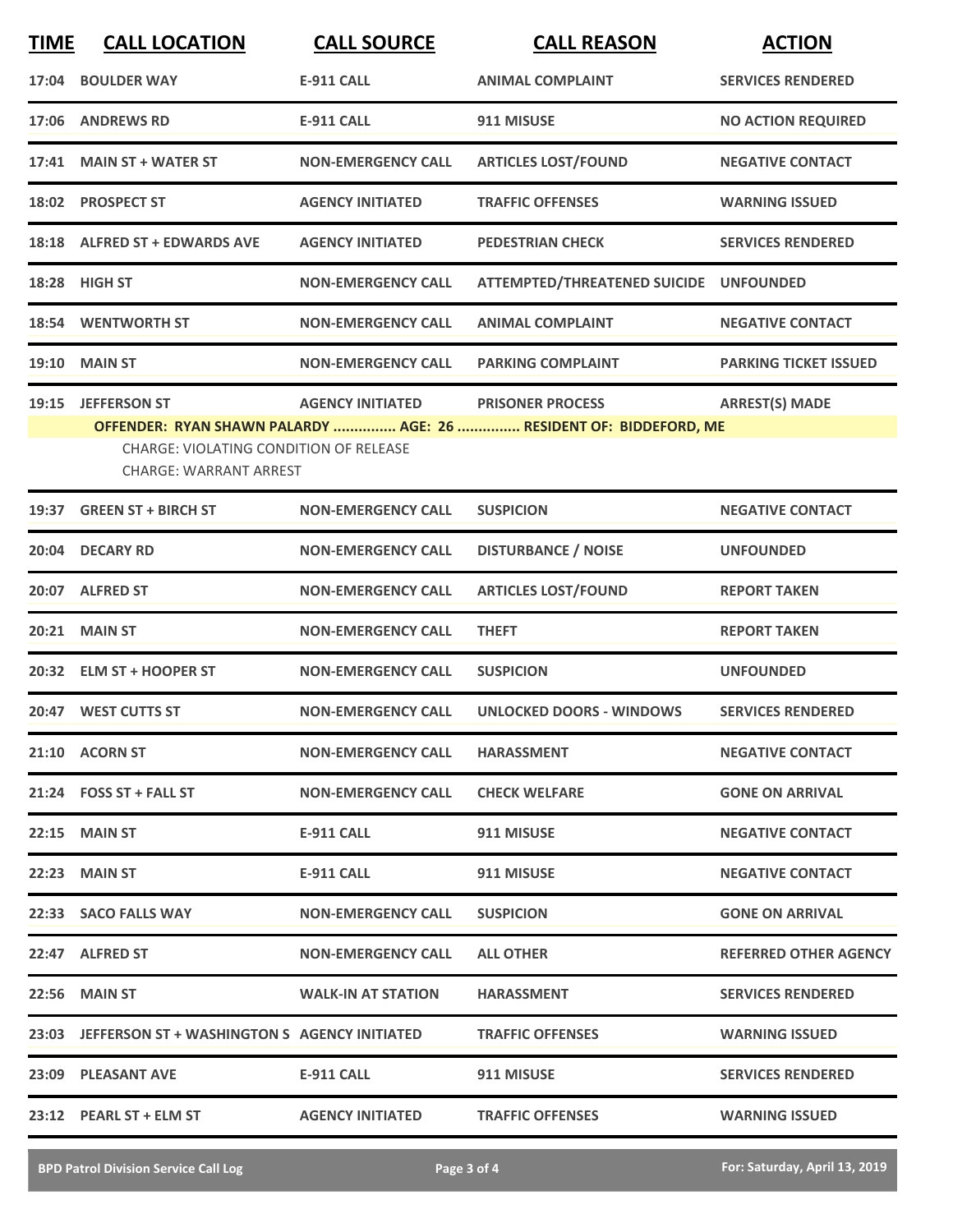| TIME | CALL LOCATION | CALL SOURCE | CALL REASON | ACTION |
|---|---|---|---|---|
| 17:04 | BOULDER WAY | E-911 CALL | ANIMAL COMPLAINT | SERVICES RENDERED |
| 17:06 | ANDREWS RD | E-911 CALL | 911 MISUSE | NO ACTION REQUIRED |
| 17:41 | MAIN ST + WATER ST | NON-EMERGENCY CALL | ARTICLES LOST/FOUND | NEGATIVE CONTACT |
| 18:02 | PROSPECT ST | AGENCY INITIATED | TRAFFIC OFFENSES | WARNING ISSUED |
| 18:18 | ALFRED ST + EDWARDS AVE | AGENCY INITIATED | PEDESTRIAN CHECK | SERVICES RENDERED |
| 18:28 | HIGH ST | NON-EMERGENCY CALL | ATTEMPTED/THREATENED SUICIDE | UNFOUNDED |
| 18:54 | WENTWORTH ST | NON-EMERGENCY CALL | ANIMAL COMPLAINT | NEGATIVE CONTACT |
| 19:10 | MAIN ST | NON-EMERGENCY CALL | PARKING COMPLAINT | PARKING TICKET ISSUED |
| 19:15 | JEFFERSON ST | AGENCY INITIATED | PRISONER PROCESS | ARREST(S) MADE |
| | OFFENDER: RYAN SHAWN PALARDY ............... AGE: 26 ............... RESIDENT OF: BIDDEFORD, ME | | | |
| | CHARGE: VIOLATING CONDITION OF RELEASE<br>CHARGE: WARRANT ARREST | | | |
| 19:37 | GREEN ST + BIRCH ST | NON-EMERGENCY CALL | SUSPICION | NEGATIVE CONTACT |
| 20:04 | DECARY RD | NON-EMERGENCY CALL | DISTURBANCE / NOISE | UNFOUNDED |
| 20:07 | ALFRED ST | NON-EMERGENCY CALL | ARTICLES LOST/FOUND | REPORT TAKEN |
| 20:21 | MAIN ST | NON-EMERGENCY CALL | THEFT | REPORT TAKEN |
| 20:32 | ELM ST + HOOPER ST | NON-EMERGENCY CALL | SUSPICION | UNFOUNDED |
| 20:47 | WEST CUTTS ST | NON-EMERGENCY CALL | UNLOCKED DOORS - WINDOWS | SERVICES RENDERED |
| 21:10 | ACORN ST | NON-EMERGENCY CALL | HARASSMENT | NEGATIVE CONTACT |
| 21:24 | FOSS ST + FALL ST | NON-EMERGENCY CALL | CHECK WELFARE | GONE ON ARRIVAL |
| 22:15 | MAIN ST | E-911 CALL | 911 MISUSE | NEGATIVE CONTACT |
| 22:23 | MAIN ST | E-911 CALL | 911 MISUSE | NEGATIVE CONTACT |
| 22:33 | SACO FALLS WAY | NON-EMERGENCY CALL | SUSPICION | GONE ON ARRIVAL |
| 22:47 | ALFRED ST | NON-EMERGENCY CALL | ALL OTHER | REFERRED OTHER AGENCY |
| 22:56 | MAIN ST | WALK-IN AT STATION | HARASSMENT | SERVICES RENDERED |
| 23:03 | JEFFERSON ST + WASHINGTON S | AGENCY INITIATED | TRAFFIC OFFENSES | WARNING ISSUED |
| 23:09 | PLEASANT AVE | E-911 CALL | 911 MISUSE | SERVICES RENDERED |
| 23:12 | PEARL ST + ELM ST | AGENCY INITIATED | TRAFFIC OFFENSES | WARNING ISSUED |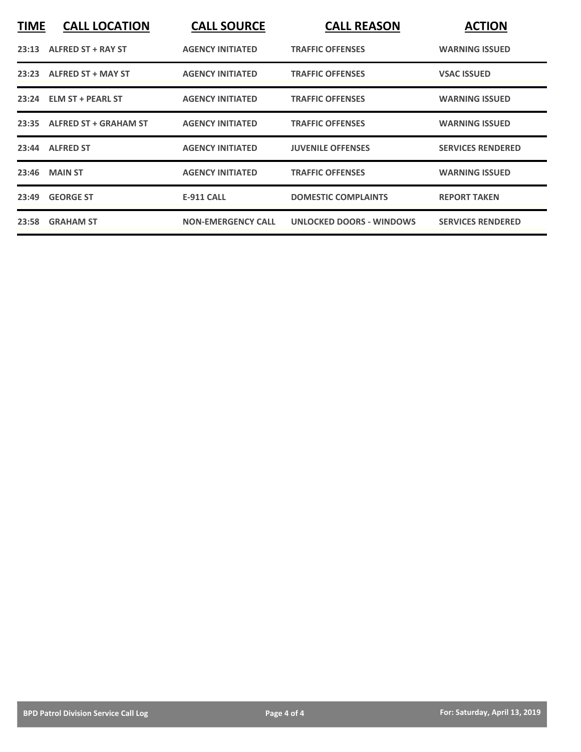| TIME | CALL LOCATION | CALL SOURCE | CALL REASON | ACTION |
|---|---|---|---|---|
| 23:13 | ALFRED ST + RAY ST | AGENCY INITIATED | TRAFFIC OFFENSES | WARNING ISSUED |
| 23:23 | ALFRED ST + MAY ST | AGENCY INITIATED | TRAFFIC OFFENSES | VSAC ISSUED |
| 23:24 | ELM ST + PEARL ST | AGENCY INITIATED | TRAFFIC OFFENSES | WARNING ISSUED |
| 23:35 | ALFRED ST + GRAHAM ST | AGENCY INITIATED | TRAFFIC OFFENSES | WARNING ISSUED |
| 23:44 | ALFRED ST | AGENCY INITIATED | JUVENILE OFFENSES | SERVICES RENDERED |
| 23:46 | MAIN ST | AGENCY INITIATED | TRAFFIC OFFENSES | WARNING ISSUED |
| 23:49 | GEORGE ST | E-911 CALL | DOMESTIC COMPLAINTS | REPORT TAKEN |
| 23:58 | GRAHAM ST | NON-EMERGENCY CALL | UNLOCKED DOORS - WINDOWS | SERVICES RENDERED |